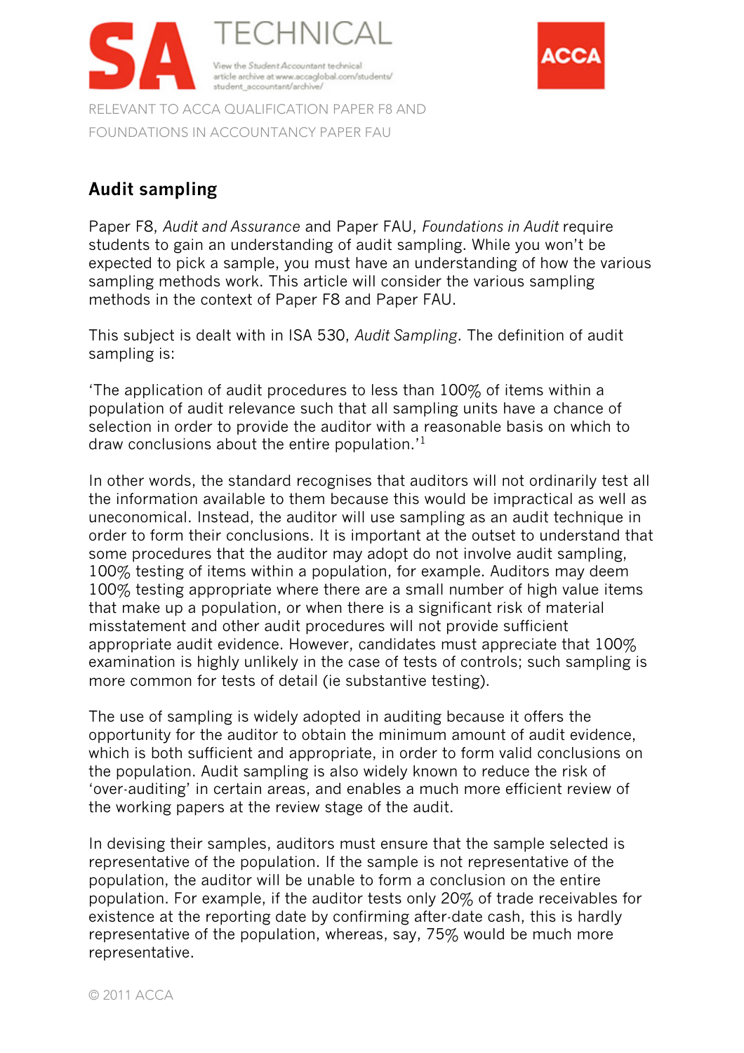RELEVANT TO ACCA QUALIFICATION PAPER F8 AND FOUNDATIONS IN ACCOUNTANCY PAPER FAU

## Audit sampling

Paper F8, *Audit and Assurance* and Paper FAU, *Foundations in Audit* require students to gain an understanding of audit sampling. While you won't be expected to pick a sample, you must have an understanding of how the various sampling methods work. This article will consider the various sampling methods in the context of Paper F8 and Paper FAU.

This subject is dealt with in ISA 530, *Audit Sampling*. The definition of audit sampling is:

'The application of audit procedures to less than 100% of items within a population of audit relevance such that all sampling units have a chance of selection in order to provide the auditor with a reasonable basis on which to draw conclusions about the entire population.'[1]

In other words, the standard recognises that auditors will not ordinarily test all the information available to them because this would be impractical as well as uneconomical. Instead, the auditor will use sampling as an audit technique in order to form their conclusions. It is important at the outset to understand that some procedures that the auditor may adopt do not involve audit sampling, 100% testing of items within a population, for example. Auditors may deem 100% testing appropriate where there are a small number of high value items that make up a population, or when there is a significant risk of material misstatement and other audit procedures will not provide sufficient appropriate audit evidence. However, candidates must appreciate that 100% examination is highly unlikely in the case of tests of controls; such sampling is more common for tests of detail (ie substantive testing).

The use of sampling is widely adopted in auditing because it offers the opportunity for the auditor to obtain the minimum amount of audit evidence, which is both sufficient and appropriate, in order to form valid conclusions on the population. Audit sampling is also widely known to reduce the risk of 'over-auditing' in certain areas, and enables a much more efficient review of the working papers at the review stage of the audit.

In devising their samples, auditors must ensure that the sample selected is representative of the population. If the sample is not representative of the population, the auditor will be unable to form a conclusion on the entire population. For example, if the auditor tests only 20% of trade receivables for existence at the reporting date by confirming after-date cash, this is hardly representative of the population, whereas, say, 75% would be much more representative.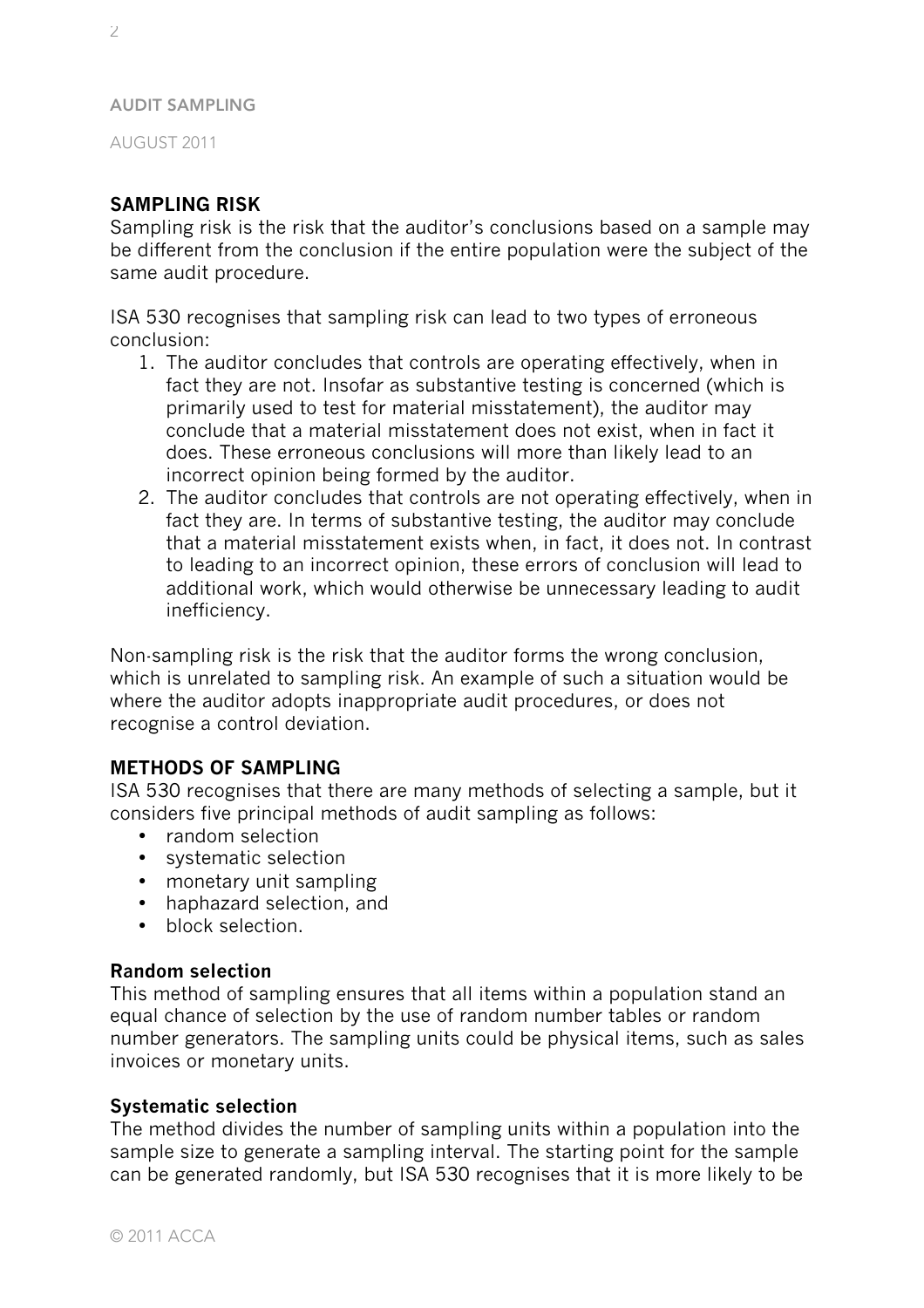## SAMPLING RISK

Sampling risk is the risk that the auditor's conclusions based on a sample may be different from the conclusion if the entire population were the subject of the same audit procedure.

ISA 530 recognises that sampling risk can lead to two types of erroneous conclusion:

1. The auditor concludes that controls are operating effectively, when in fact they are not. Insofar as substantive testing is concerned (which is primarily used to test for material misstatement), the auditor may conclude that a material misstatement does not exist, when in fact it does. These erroneous conclusions will more than likely lead to an incorrect opinion being formed by the auditor.
2. The auditor concludes that controls are not operating effectively, when in fact they are. In terms of substantive testing, the auditor may conclude that a material misstatement exists when, in fact, it does not. In contrast to leading to an incorrect opinion, these errors of conclusion will lead to additional work, which would otherwise be unnecessary leading to audit inefficiency.

Non-sampling risk is the risk that the auditor forms the wrong conclusion, which is unrelated to sampling risk. An example of such a situation would be where the auditor adopts inappropriate audit procedures, or does not recognise a control deviation.

## METHODS OF SAMPLING

ISA 530 recognises that there are many methods of selecting a sample, but it considers five principal methods of audit sampling as follows:

- random selection
- systematic selection
- monetary unit sampling
- haphazard selection, and
- block selection.

### Random selection

This method of sampling ensures that all items within a population stand an equal chance of selection by the use of random number tables or random number generators. The sampling units could be physical items, such as sales invoices or monetary units.

### Systematic selection

The method divides the number of sampling units within a population into the sample size to generate a sampling interval. The starting point for the sample can be generated randomly, but ISA 530 recognises that it is more likely to be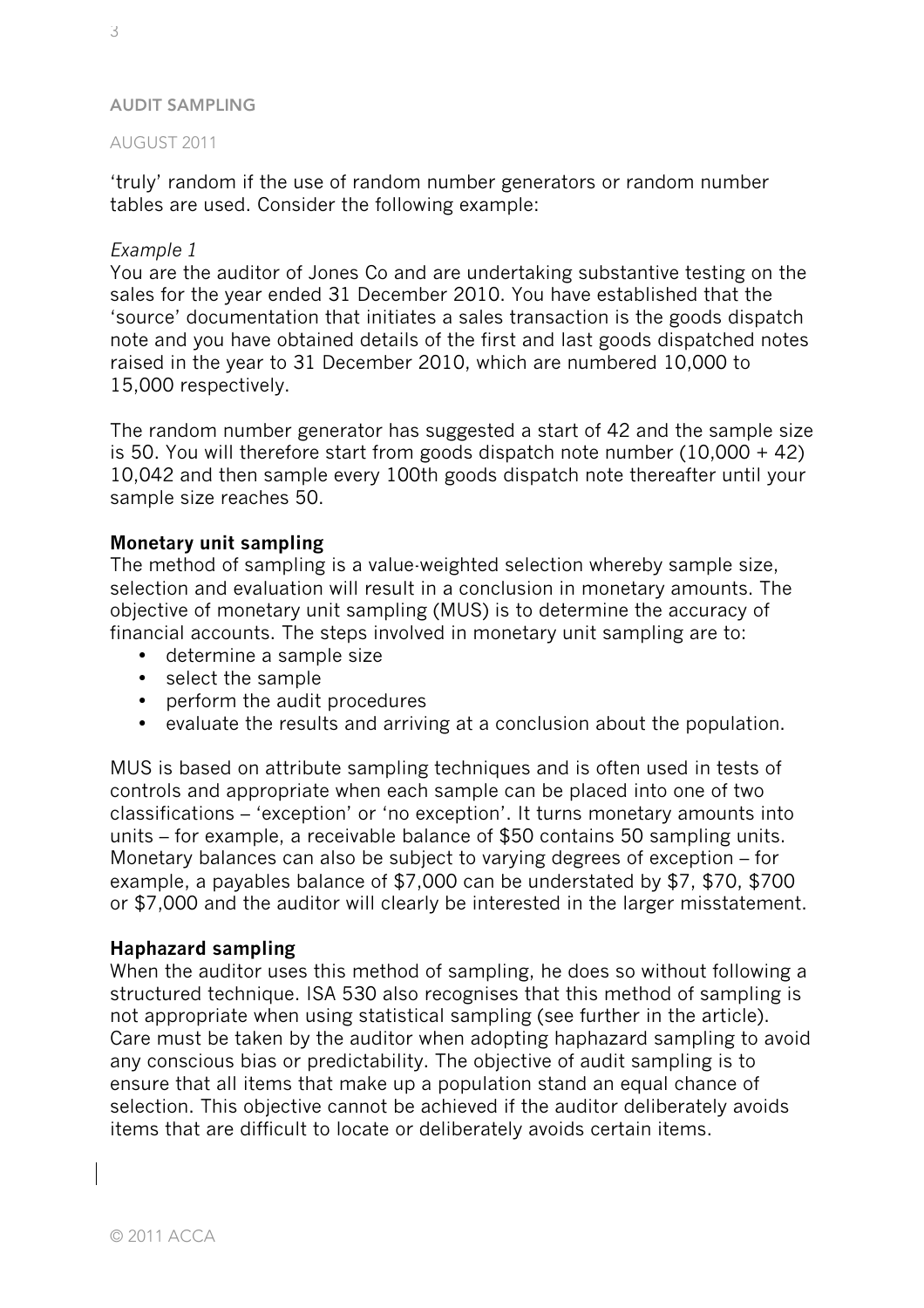'truly' random if the use of random number generators or random number tables are used. Consider the following example:

*Example 1*
You are the auditor of Jones Co and are undertaking substantive testing on the sales for the year ended 31 December 2010. You have established that the 'source' documentation that initiates a sales transaction is the goods dispatch note and you have obtained details of the first and last goods dispatched notes raised in the year to 31 December 2010, which are numbered 10,000 to 15,000 respectively.

The random number generator has suggested a start of 42 and the sample size is 50. You will therefore start from goods dispatch note number (10,000 + 42) 10,042 and then sample every 100th goods dispatch note thereafter until your sample size reaches 50.

**Monetary unit sampling**
The method of sampling is a value-weighted selection whereby sample size, selection and evaluation will result in a conclusion in monetary amounts. The objective of monetary unit sampling (MUS) is to determine the accuracy of financial accounts. The steps involved in monetary unit sampling are to:

- determine a sample size
- select the sample
- perform the audit procedures
- evaluate the results and arriving at a conclusion about the population.

MUS is based on attribute sampling techniques and is often used in tests of controls and appropriate when each sample can be placed into one of two classifications – 'exception' or 'no exception'. It turns monetary amounts into units – for example, a receivable balance of $50 contains 50 sampling units. Monetary balances can also be subject to varying degrees of exception – for example, a payables balance of $7,000 can be understated by $7, $70, $700 or $7,000 and the auditor will clearly be interested in the larger misstatement.

**Haphazard sampling**
When the auditor uses this method of sampling, he does so without following a structured technique. ISA 530 also recognises that this method of sampling is not appropriate when using statistical sampling (see further in the article). Care must be taken by the auditor when adopting haphazard sampling to avoid any conscious bias or predictability. The objective of audit sampling is to ensure that all items that make up a population stand an equal chance of selection. This objective cannot be achieved if the auditor deliberately avoids items that are difficult to locate or deliberately avoids certain items.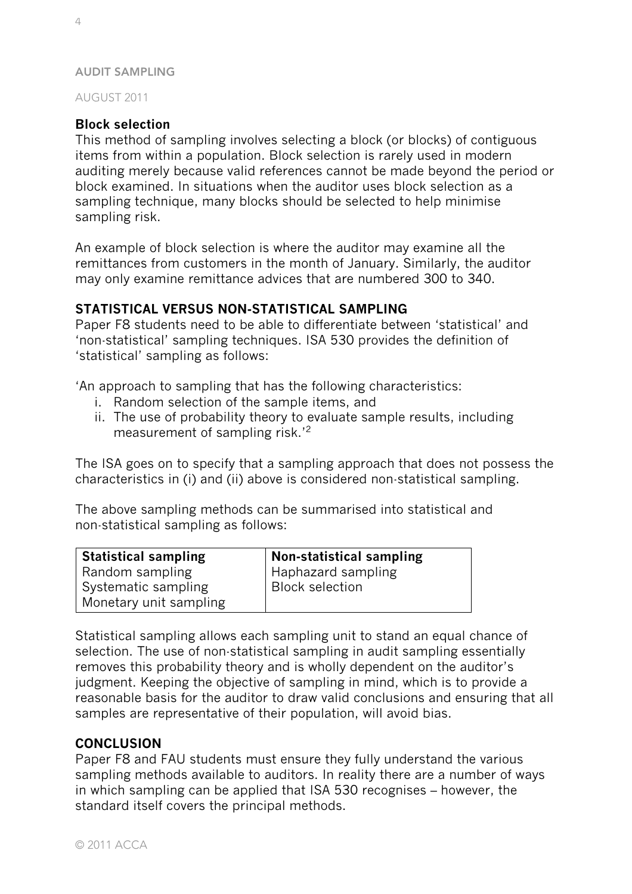### Block selection

This method of sampling involves selecting a block (or blocks) of contiguous items from within a population. Block selection is rarely used in modern auditing merely because valid references cannot be made beyond the period or block examined. In situations when the auditor uses block selection as a sampling technique, many blocks should be selected to help minimise sampling risk.

An example of block selection is where the auditor may examine all the remittances from customers in the month of January. Similarly, the auditor may only examine remittance advices that are numbered 300 to 340.

## STATISTICAL VERSUS NON-STATISTICAL SAMPLING

Paper F8 students need to be able to differentiate between 'statistical' and 'non-statistical' sampling techniques. ISA 530 provides the definition of 'statistical' sampling as follows:

'An approach to sampling that has the following characteristics:

i. Random selection of the sample items, and
ii. The use of probability theory to evaluate sample results, including measurement of sampling risk.'[2]

The ISA goes on to specify that a sampling approach that does not possess the characteristics in (i) and (ii) above is considered non-statistical sampling.

The above sampling methods can be summarised into statistical and non-statistical sampling as follows:

| Statistical sampling | Non-statistical sampling |
|---|---|
| Random sampling | Haphazard sampling |
| Systematic sampling | Block selection |
| Monetary unit sampling | |

Statistical sampling allows each sampling unit to stand an equal chance of selection. The use of non-statistical sampling in audit sampling essentially removes this probability theory and is wholly dependent on the auditor's judgment. Keeping the objective of sampling in mind, which is to provide a reasonable basis for the auditor to draw valid conclusions and ensuring that all samples are representative of their population, will avoid bias.

## CONCLUSION

Paper F8 and FAU students must ensure they fully understand the various sampling methods available to auditors. In reality there are a number of ways in which sampling can be applied that ISA 530 recognises – however, the standard itself covers the principal methods.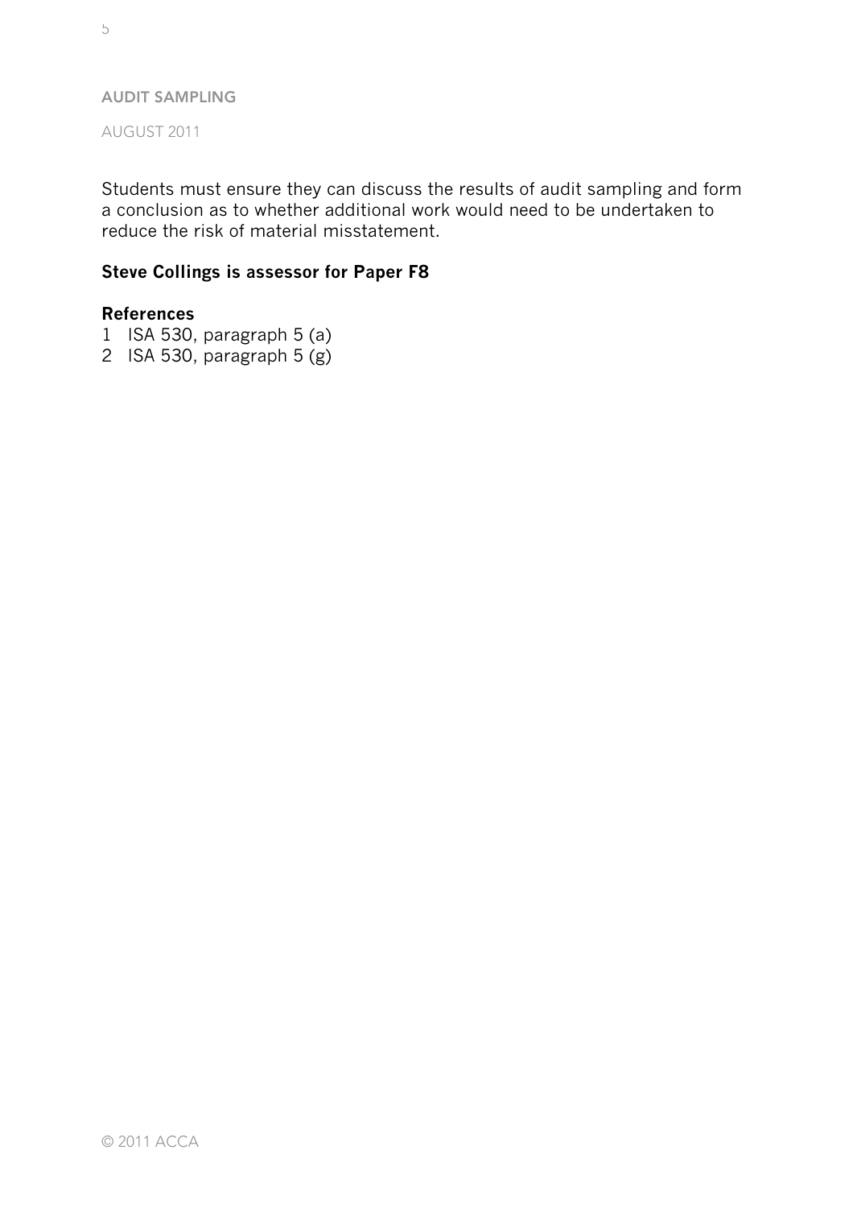Students must ensure they can discuss the results of audit sampling and form a conclusion as to whether additional work would need to be undertaken to reduce the risk of material misstatement.

**Steve Collings is assessor for Paper F8**

**References**

1. ISA 530, paragraph 5 (a)
2. ISA 530, paragraph 5 (g)